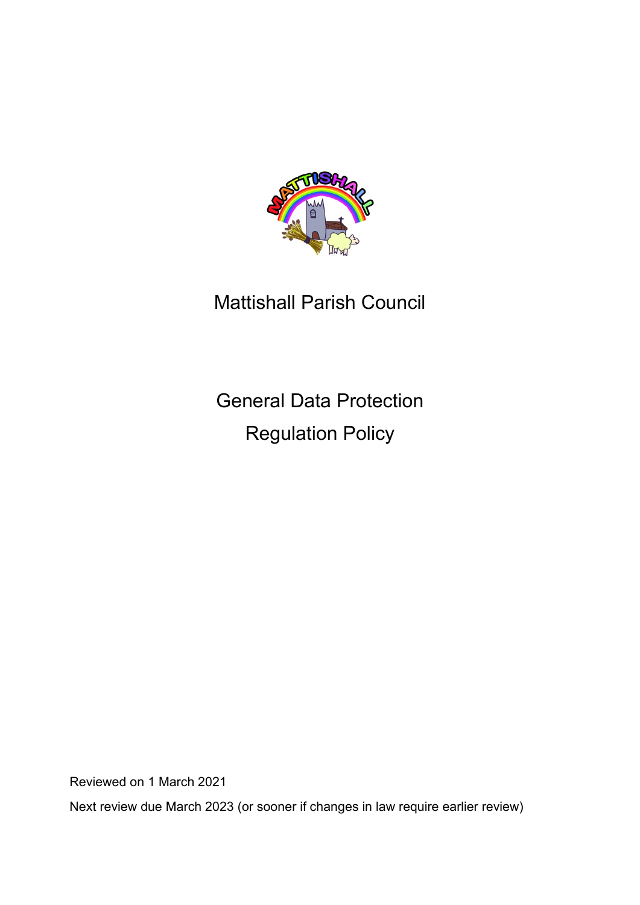# Mattishall Parish Council

# General Data Protection Regulation Policy

Reviewed on 1 March 2021

Next review due March 2023 (or sooner if changes in law require earlier review)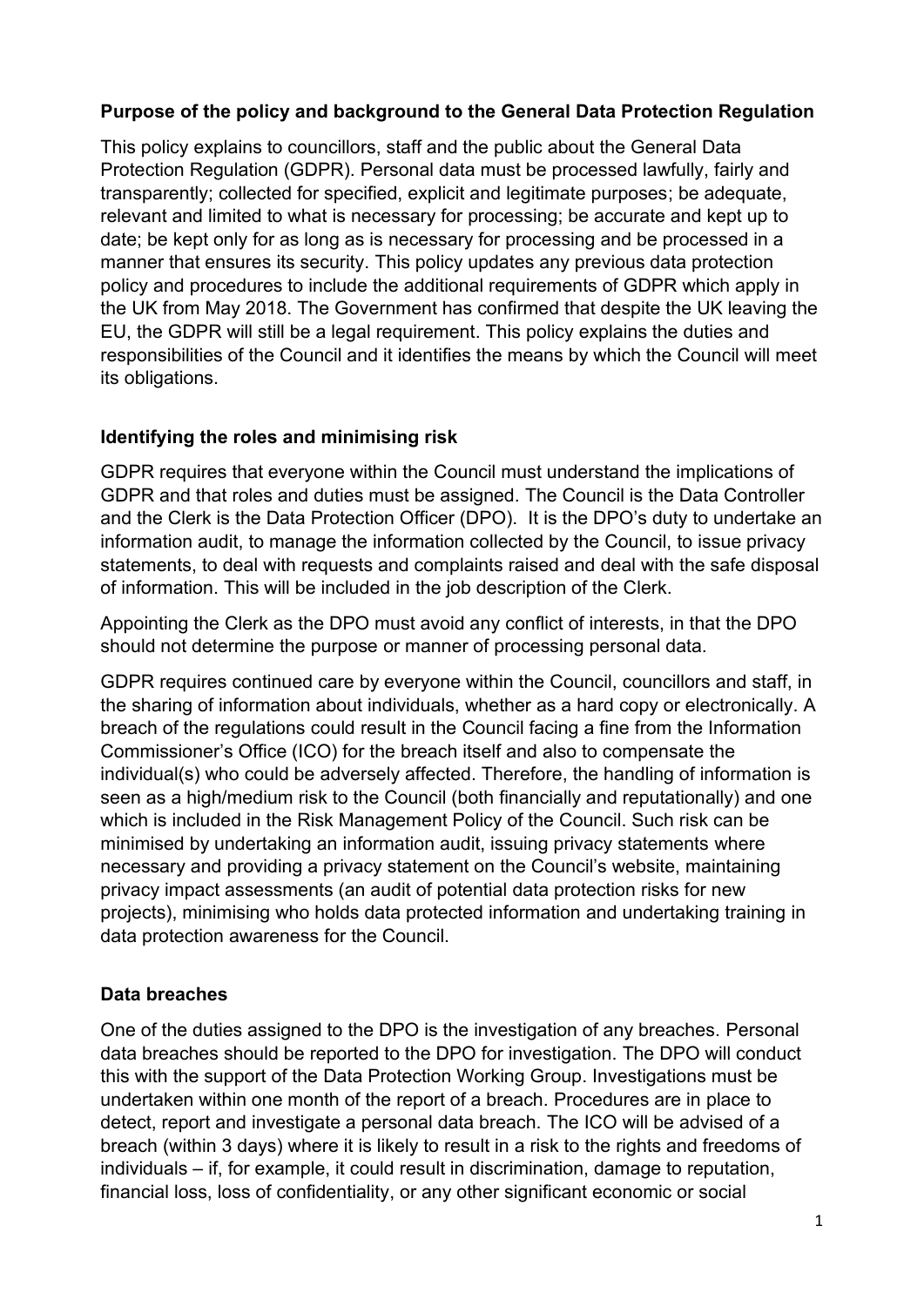## Purpose of the policy and background to the General Data Protection Regulation

This policy explains to councillors, staff and the public about the General Data Protection Regulation (GDPR). Personal data must be processed lawfully, fairly and transparently; collected for specified, explicit and legitimate purposes; be adequate, relevant and limited to what is necessary for processing; be accurate and kept up to date; be kept only for as long as is necessary for processing and be processed in a manner that ensures its security. This policy updates any previous data protection policy and procedures to include the additional requirements of GDPR which apply in the UK from May 2018. The Government has confirmed that despite the UK leaving the EU, the GDPR will still be a legal requirement. This policy explains the duties and responsibilities of the Council and it identifies the means by which the Council will meet its obligations.

## Identifying the roles and minimising risk

GDPR requires that everyone within the Council must understand the implications of GDPR and that roles and duties must be assigned. The Council is the Data Controller and the Clerk is the Data Protection Officer (DPO). It is the DPO's duty to undertake an information audit, to manage the information collected by the Council, to issue privacy statements, to deal with requests and complaints raised and deal with the safe disposal of information. This will be included in the job description of the Clerk.

Appointing the Clerk as the DPO must avoid any conflict of interests, in that the DPO should not determine the purpose or manner of processing personal data.

GDPR requires continued care by everyone within the Council, councillors and staff, in the sharing of information about individuals, whether as a hard copy or electronically. A breach of the regulations could result in the Council facing a fine from the Information Commissioner's Office (ICO) for the breach itself and also to compensate the individual(s) who could be adversely affected. Therefore, the handling of information is seen as a high/medium risk to the Council (both financially and reputationally) and one which is included in the Risk Management Policy of the Council. Such risk can be minimised by undertaking an information audit, issuing privacy statements where necessary and providing a privacy statement on the Council's website, maintaining privacy impact assessments (an audit of potential data protection risks for new projects), minimising who holds data protected information and undertaking training in data protection awareness for the Council.

## Data breaches

One of the duties assigned to the DPO is the investigation of any breaches. Personal data breaches should be reported to the DPO for investigation. The DPO will conduct this with the support of the Data Protection Working Group. Investigations must be undertaken within one month of the report of a breach. Procedures are in place to detect, report and investigate a personal data breach. The ICO will be advised of a breach (within 3 days) where it is likely to result in a risk to the rights and freedoms of individuals – if, for example, it could result in discrimination, damage to reputation, financial loss, loss of confidentiality, or any other significant economic or social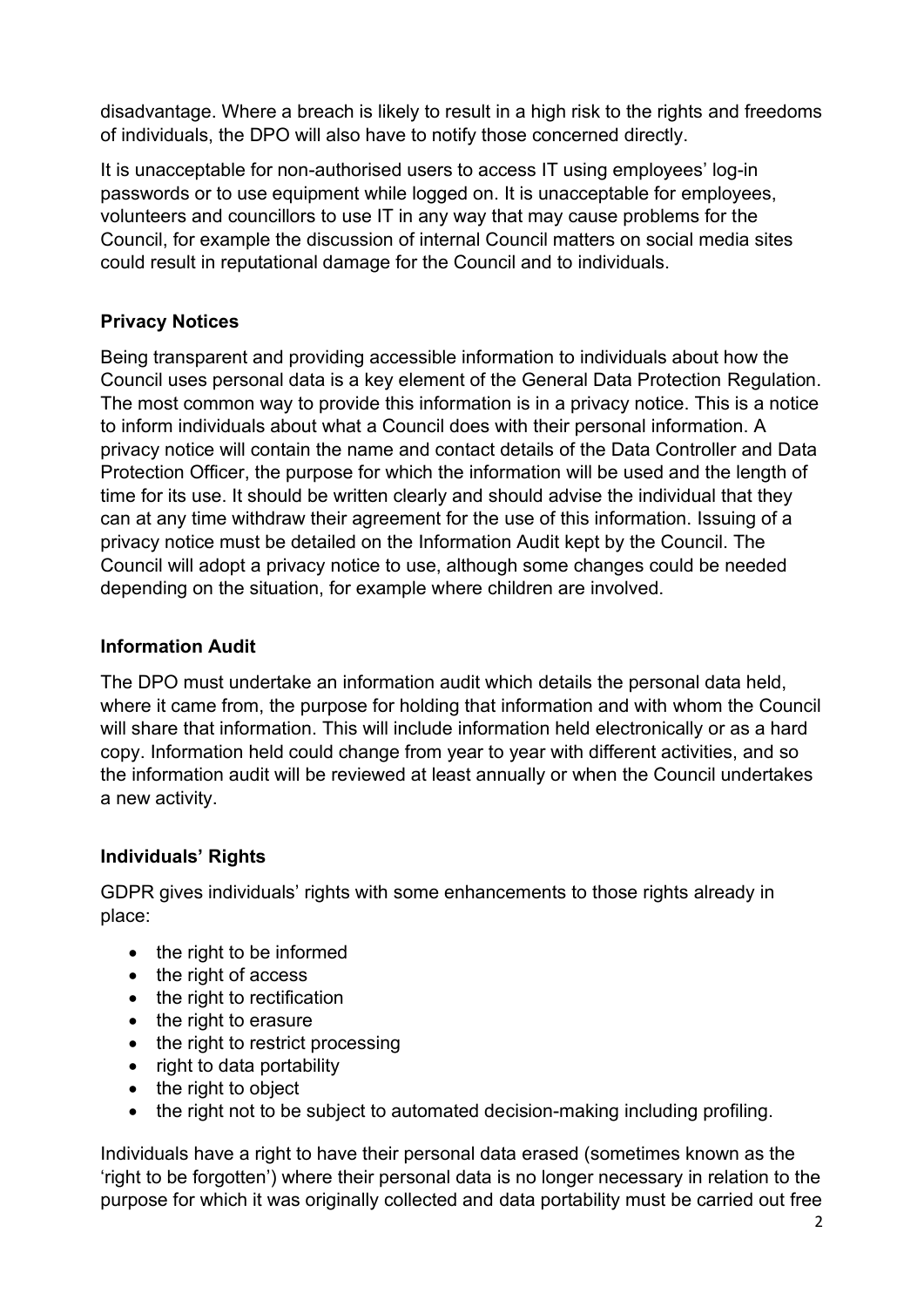disadvantage. Where a breach is likely to result in a high risk to the rights and freedoms of individuals, the DPO will also have to notify those concerned directly.

It is unacceptable for non-authorised users to access IT using employees' log-in passwords or to use equipment while logged on. It is unacceptable for employees, volunteers and councillors to use IT in any way that may cause problems for the Council, for example the discussion of internal Council matters on social media sites could result in reputational damage for the Council and to individuals.

## Privacy Notices

Being transparent and providing accessible information to individuals about how the Council uses personal data is a key element of the General Data Protection Regulation. The most common way to provide this information is in a privacy notice. This is a notice to inform individuals about what a Council does with their personal information. A privacy notice will contain the name and contact details of the Data Controller and Data Protection Officer, the purpose for which the information will be used and the length of time for its use. It should be written clearly and should advise the individual that they can at any time withdraw their agreement for the use of this information. Issuing of a privacy notice must be detailed on the Information Audit kept by the Council. The Council will adopt a privacy notice to use, although some changes could be needed depending on the situation, for example where children are involved.

## Information Audit

The DPO must undertake an information audit which details the personal data held, where it came from, the purpose for holding that information and with whom the Council will share that information. This will include information held electronically or as a hard copy. Information held could change from year to year with different activities, and so the information audit will be reviewed at least annually or when the Council undertakes a new activity.

## Individuals' Rights

GDPR gives individuals' rights with some enhancements to those rights already in place:

- the right to be informed
- the right of access
- the right to rectification
- the right to erasure
- the right to restrict processing
- right to data portability
- the right to object
- the right not to be subject to automated decision-making including profiling.

Individuals have a right to have their personal data erased (sometimes known as the 'right to be forgotten') where their personal data is no longer necessary in relation to the purpose for which it was originally collected and data portability must be carried out free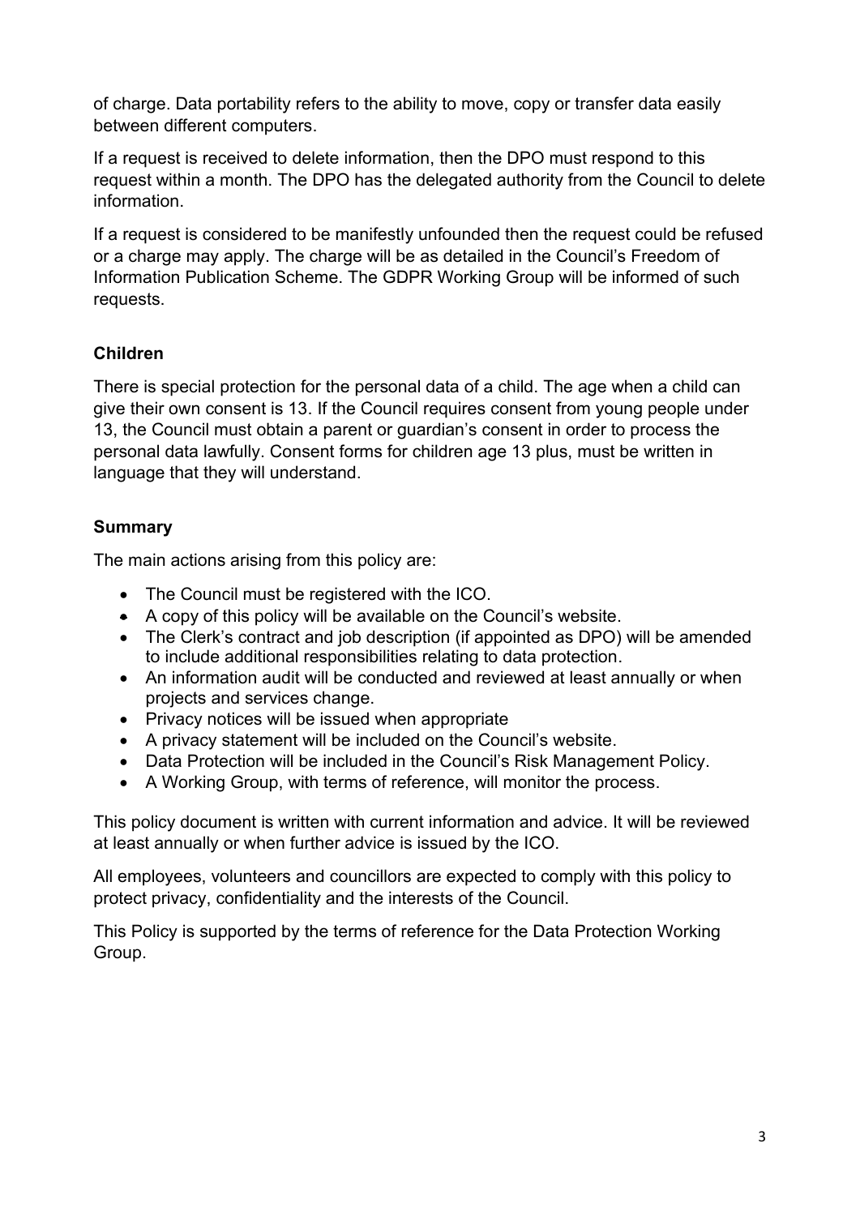of charge. Data portability refers to the ability to move, copy or transfer data easily between different computers.

If a request is received to delete information, then the DPO must respond to this request within a month. The DPO has the delegated authority from the Council to delete information.

If a request is considered to be manifestly unfounded then the request could be refused or a charge may apply. The charge will be as detailed in the Council's Freedom of Information Publication Scheme. The GDPR Working Group will be informed of such requests.

**Children**

There is special protection for the personal data of a child. The age when a child can give their own consent is 13. If the Council requires consent from young people under 13, the Council must obtain a parent or guardian's consent in order to process the personal data lawfully. Consent forms for children age 13 plus, must be written in language that they will understand.

**Summary**

The main actions arising from this policy are:

- The Council must be registered with the ICO.
- A copy of this policy will be available on the Council's website.
- The Clerk's contract and job description (if appointed as DPO) will be amended to include additional responsibilities relating to data protection.
- An information audit will be conducted and reviewed at least annually or when projects and services change.
- Privacy notices will be issued when appropriate
- A privacy statement will be included on the Council's website.
- Data Protection will be included in the Council's Risk Management Policy.
- A Working Group, with terms of reference, will monitor the process.

This policy document is written with current information and advice. It will be reviewed at least annually or when further advice is issued by the ICO.

All employees, volunteers and councillors are expected to comply with this policy to protect privacy, confidentiality and the interests of the Council.

This Policy is supported by the terms of reference for the Data Protection Working Group.